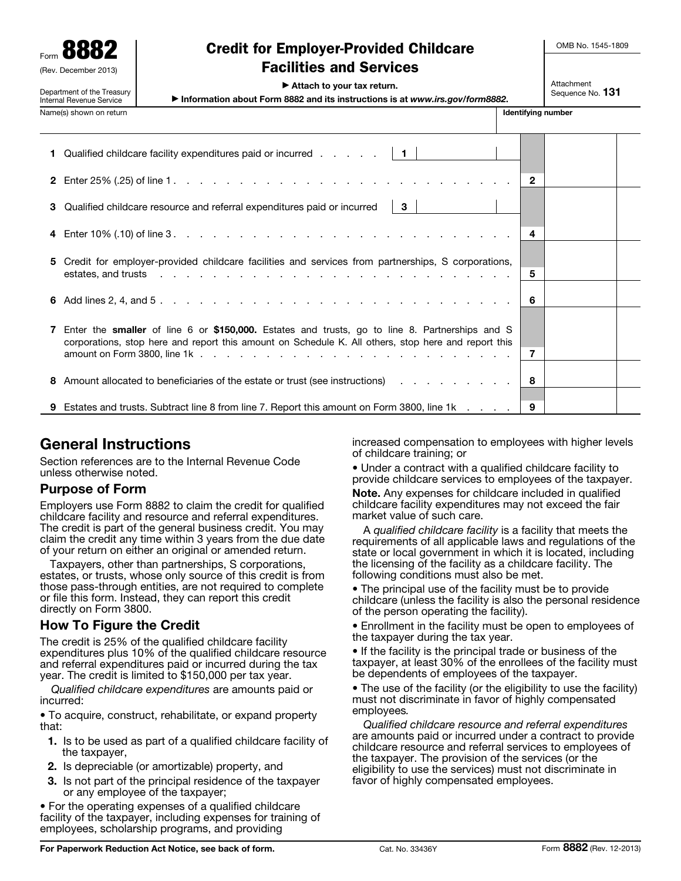Form **8882**
(Rev. December 2013)
Department of the Treasury
Internal Revenue Service

# Credit for Employer-Provided Childcare Facilities and Services

▶ Attach to your tax return.
▶ Information about Form 8882 and its instructions is at *www.irs.gov/form8882*.

OMB No. 1545-1809
Attachment Sequence No. **131**

Name(s) shown on return | **Identifying number**

| Line | Description | | |
|---|---|---|---|
| **1** | Qualified childcare facility expenditures paid or incurred | **1** | |
| **2** | Enter 25% (.25) of line 1 | **2** | |
| **3** | Qualified childcare resource and referral expenditures paid or incurred | **3** | |
| **4** | Enter 10% (.10) of line 3 | **4** | |
| **5** | Credit for employer-provided childcare facilities and services from partnerships, S corporations, estates, and trusts | **5** | |
| **6** | Add lines 2, 4, and 5 | **6** | |
| **7** | Enter the **smaller** of line 6 or **$150,000.** Estates and trusts, go to line 8. Partnerships and S corporations, stop here and report this amount on Schedule K. All others, stop here and report this amount on Form 3800, line 1k | **7** | |
| **8** | Amount allocated to beneficiaries of the estate or trust (see instructions) | **8** | |
| **9** | Estates and trusts. Subtract line 8 from line 7. Report this amount on Form 3800, line 1k | **9** | |

## General Instructions

Section references are to the Internal Revenue Code unless otherwise noted.

### Purpose of Form

Employers use Form 8882 to claim the credit for qualified childcare facility and resource and referral expenditures. The credit is part of the general business credit. You may claim the credit any time within 3 years from the due date of your return on either an original or amended return.

Taxpayers, other than partnerships, S corporations, estates, or trusts, whose only source of this credit is from those pass-through entities, are not required to complete or file this form. Instead, they can report this credit directly on Form 3800.

### How To Figure the Credit

The credit is 25% of the qualified childcare facility expenditures plus 10% of the qualified childcare resource and referral expenditures paid or incurred during the tax year. The credit is limited to $150,000 per tax year.

*Qualified childcare expenditures* are amounts paid or incurred:

- To acquire, construct, rehabilitate, or expand property that:
  1. Is to be used as part of a qualified childcare facility of the taxpayer,
  2. Is depreciable (or amortizable) property, and
  3. Is not part of the principal residence of the taxpayer or any employee of the taxpayer;
- For the operating expenses of a qualified childcare facility of the taxpayer, including expenses for training of employees, scholarship programs, and providing increased compensation to employees with higher levels of childcare training; or
- Under a contract with a qualified childcare facility to provide childcare services to employees of the taxpayer.

**Note.** Any expenses for childcare included in qualified childcare facility expenditures may not exceed the fair market value of such care.

A *qualified childcare facility* is a facility that meets the requirements of all applicable laws and regulations of the state or local government in which it is located, including the licensing of the facility as a childcare facility. The following conditions must also be met.

- The principal use of the facility must be to provide childcare (unless the facility is also the personal residence of the person operating the facility).
- Enrollment in the facility must be open to employees of the taxpayer during the tax year.
- If the facility is the principal trade or business of the taxpayer, at least 30% of the enrollees of the facility must be dependents of employees of the taxpayer.
- The use of the facility (or the eligibility to use the facility) must not discriminate in favor of highly compensated employees.

*Qualified childcare resource and referral expenditures* are amounts paid or incurred under a contract to provide childcare resource and referral services to employees of the taxpayer. The provision of the services (or the eligibility to use the services) must not discriminate in favor of highly compensated employees.

**For Paperwork Reduction Act Notice, see back of form.** Cat. No. 33436Y Form **8882** (Rev. 12-2013)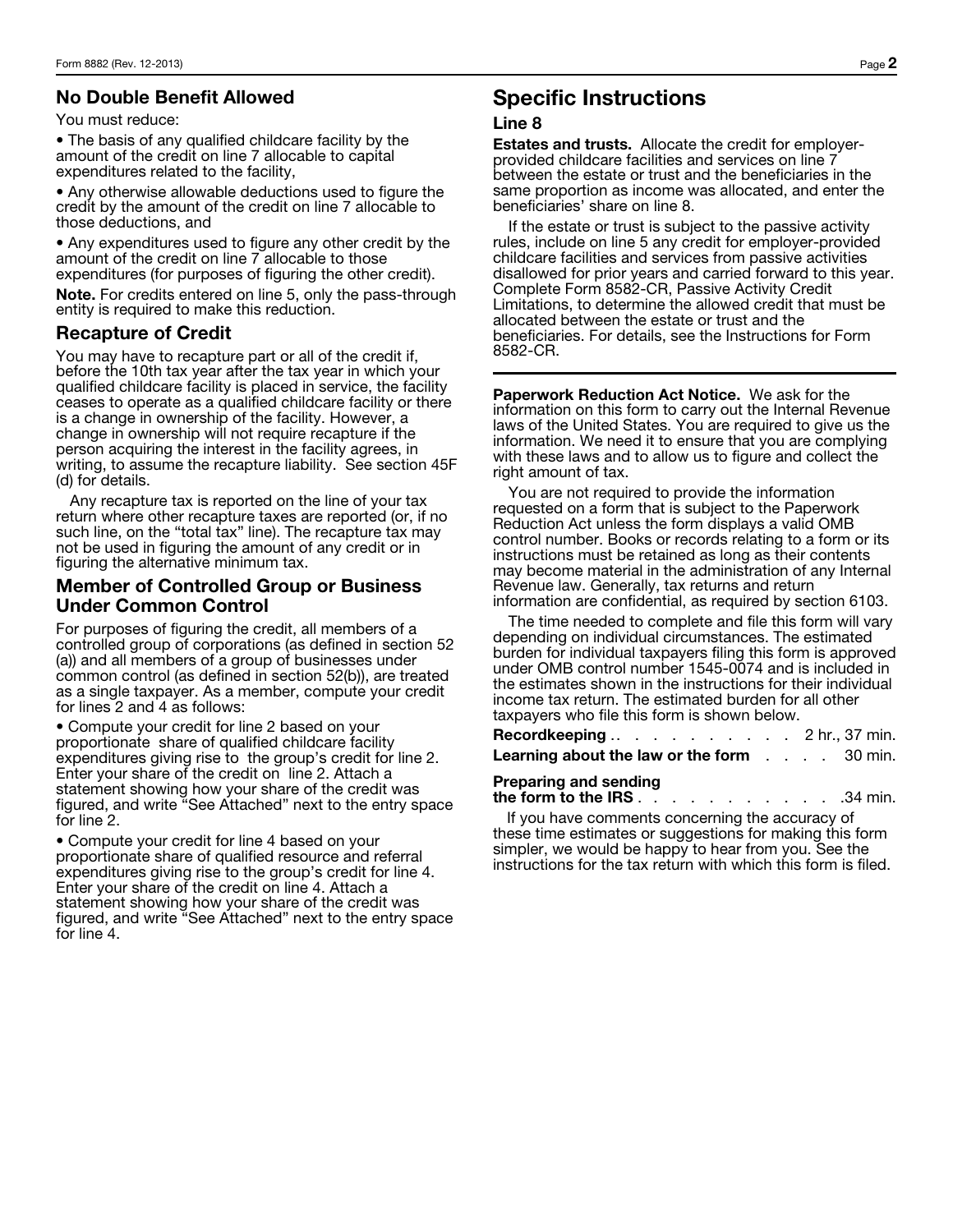## No Double Benefit Allowed

You must reduce:

- The basis of any qualified childcare facility by the amount of the credit on line 7 allocable to capital expenditures related to the facility,
- Any otherwise allowable deductions used to figure the credit by the amount of the credit on line 7 allocable to those deductions, and
- Any expenditures used to figure any other credit by the amount of the credit on line 7 allocable to those expenditures (for purposes of figuring the other credit).

**Note.** For credits entered on line 5, only the pass-through entity is required to make this reduction.

## Recapture of Credit

You may have to recapture part or all of the credit if, before the 10th tax year after the tax year in which your qualified childcare facility is placed in service, the facility ceases to operate as a qualified childcare facility or there is a change in ownership of the facility. However, a change in ownership will not require recapture if the person acquiring the interest in the facility agrees, in writing, to assume the recapture liability. See section 45F (d) for details.

Any recapture tax is reported on the line of your tax return where other recapture taxes are reported (or, if no such line, on the "total tax" line). The recapture tax may not be used in figuring the amount of any credit or in figuring the alternative minimum tax.

## Member of Controlled Group or Business Under Common Control

For purposes of figuring the credit, all members of a controlled group of corporations (as defined in section 52 (a)) and all members of a group of businesses under common control (as defined in section 52(b)), are treated as a single taxpayer. As a member, compute your credit for lines 2 and 4 as follows:

- Compute your credit for line 2 based on your proportionate share of qualified childcare facility expenditures giving rise to the group's credit for line 2. Enter your share of the credit on line 2. Attach a statement showing how your share of the credit was figured, and write "See Attached" next to the entry space for line 2.
- Compute your credit for line 4 based on your proportionate share of qualified resource and referral expenditures giving rise to the group's credit for line 4. Enter your share of the credit on line 4. Attach a statement showing how your share of the credit was figured, and write "See Attached" next to the entry space for line 4.

# Specific Instructions

### Line 8

**Estates and trusts.** Allocate the credit for employer-provided childcare facilities and services on line 7 between the estate or trust and the beneficiaries in the same proportion as income was allocated, and enter the beneficiaries' share on line 8.

If the estate or trust is subject to the passive activity rules, include on line 5 any credit for employer-provided childcare facilities and services from passive activities disallowed for prior years and carried forward to this year. Complete Form 8582-CR, Passive Activity Credit Limitations, to determine the allowed credit that must be allocated between the estate or trust and the beneficiaries. For details, see the Instructions for Form 8582-CR.

---

**Paperwork Reduction Act Notice.** We ask for the information on this form to carry out the Internal Revenue laws of the United States. You are required to give us the information. We need it to ensure that you are complying with these laws and to allow us to figure and collect the right amount of tax.

You are not required to provide the information requested on a form that is subject to the Paperwork Reduction Act unless the form displays a valid OMB control number. Books or records relating to a form or its instructions must be retained as long as their contents may become material in the administration of any Internal Revenue law. Generally, tax returns and return information are confidential, as required by section 6103.

The time needed to complete and file this form will vary depending on individual circumstances. The estimated burden for individual taxpayers filing this form is approved under OMB control number 1545-0074 and is included in the estimates shown in the instructions for their individual income tax return. The estimated burden for all other taxpayers who file this form is shown below.

**Recordkeeping** . . . . . . . . . . . . 2 hr., 37 min.

**Learning about the law or the form** . . . . 30 min.

**Preparing and sending the form to the IRS** . . . . . . . . . . . . 34 min.

If you have comments concerning the accuracy of these time estimates or suggestions for making this form simpler, we would be happy to hear from you. See the instructions for the tax return with which this form is filed.